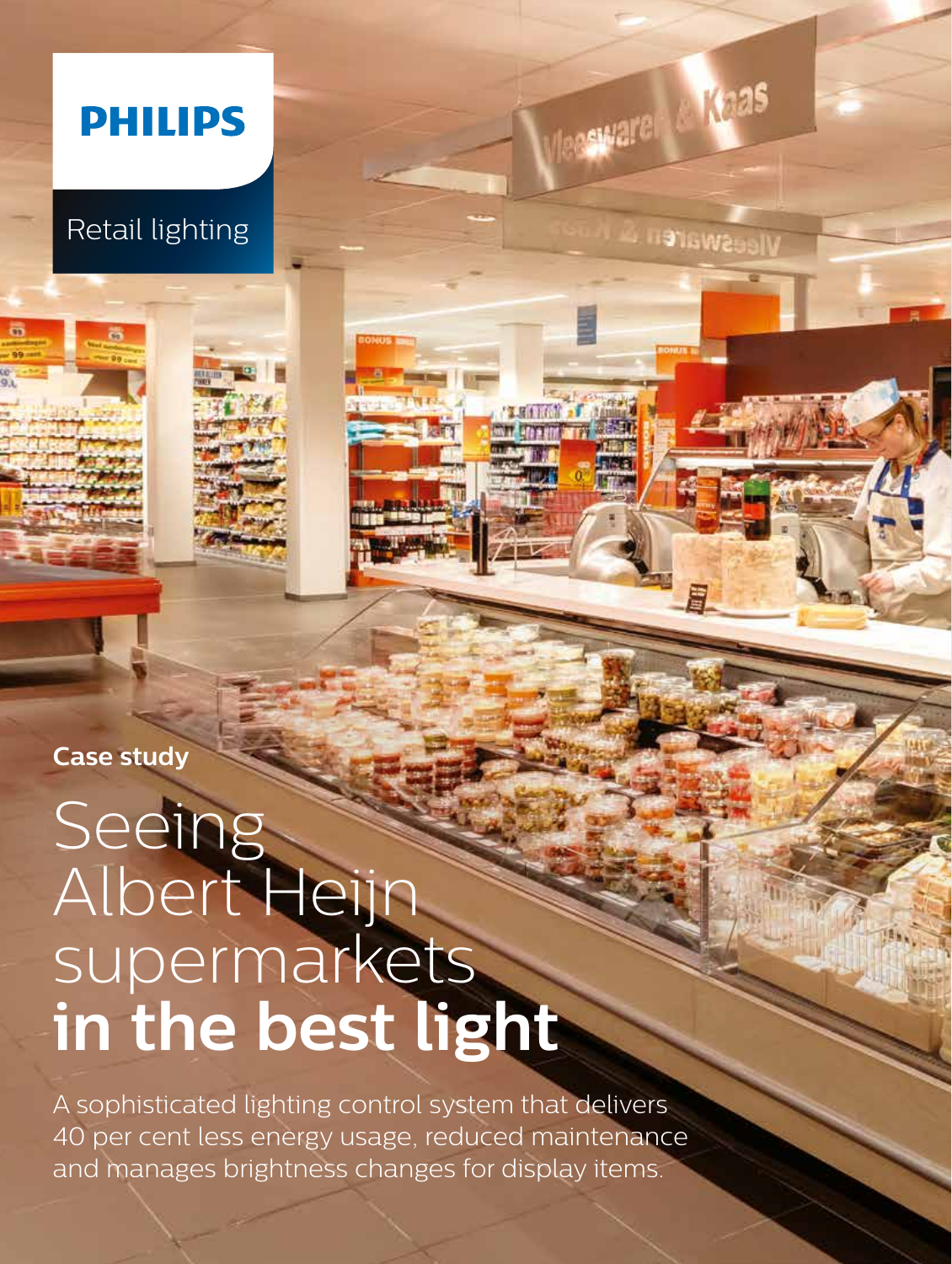PHILIPS

Retail lighting

**Case study**

# Seeing Albert Heijn supermarkets **in the best light**

A sophisticated lighting control system that delivers 40 per cent less energy usage, reduced maintenance and manages brightness changes for display items.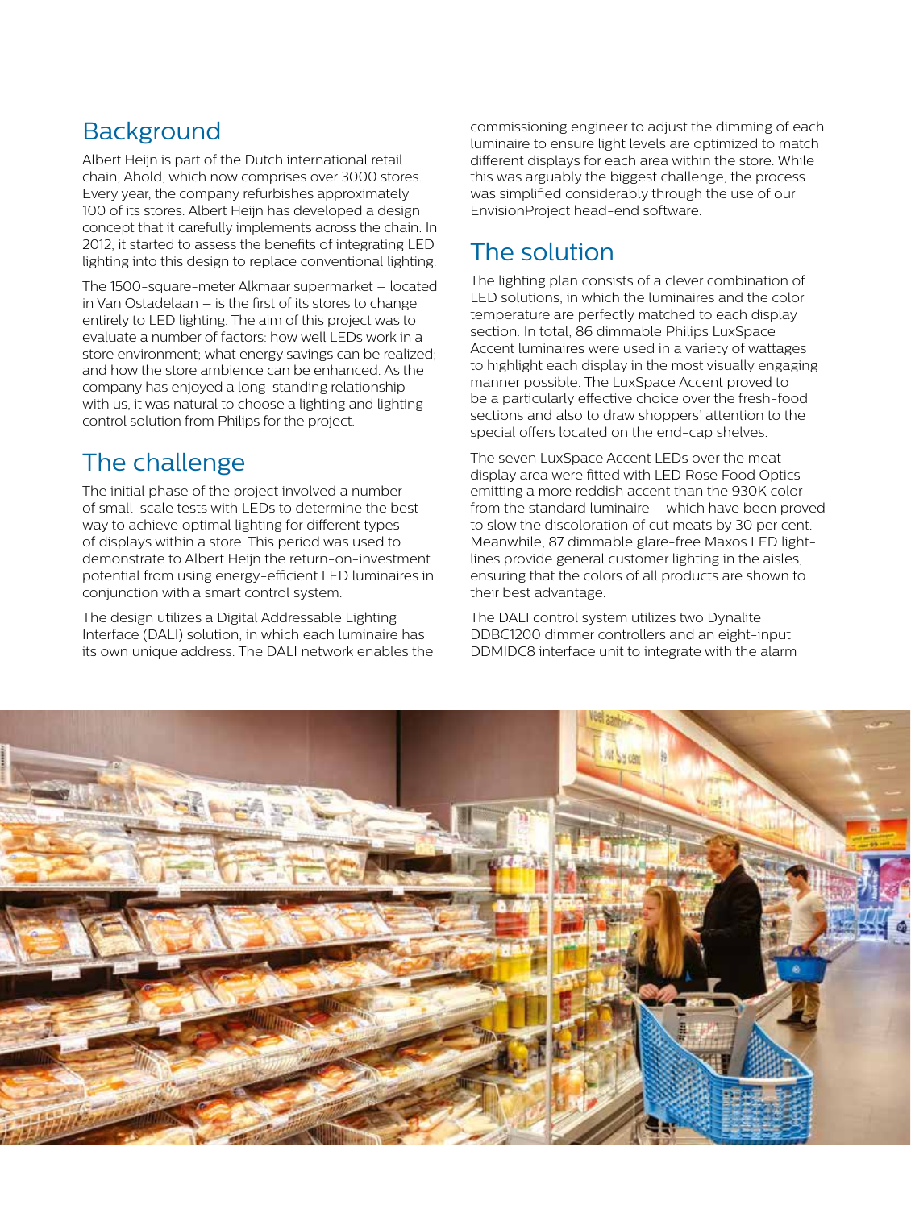## Background

Albert Heijn is part of the Dutch international retail chain, Ahold, which now comprises over 3000 stores. Every year, the company refurbishes approximately 100 of its stores. Albert Heijn has developed a design concept that it carefully implements across the chain. In 2012, it started to assess the benefits of integrating LED lighting into this design to replace conventional lighting.

The 1500-square-meter Alkmaar supermarket – located in Van Ostadelaan – is the first of its stores to change entirely to LED lighting. The aim of this project was to evaluate a number of factors: how well LEDs work in a store environment; what energy savings can be realized; and how the store ambience can be enhanced. As the company has enjoyed a long-standing relationship with us, it was natural to choose a lighting and lighting-control solution from Philips for the project.

## The challenge

The initial phase of the project involved a number of small-scale tests with LEDs to determine the best way to achieve optimal lighting for different types of displays within a store. This period was used to demonstrate to Albert Heijn the return-on-investment potential from using energy-efficient LED luminaires in conjunction with a smart control system.

The design utilizes a Digital Addressable Lighting Interface (DALI) solution, in which each luminaire has its own unique address. The DALI network enables the commissioning engineer to adjust the dimming of each luminaire to ensure light levels are optimized to match different displays for each area within the store. While this was arguably the biggest challenge, the process was simplified considerably through the use of our EnvisionProject head-end software.

## The solution

The lighting plan consists of a clever combination of LED solutions, in which the luminaires and the color temperature are perfectly matched to each display section. In total, 86 dimmable Philips LuxSpace Accent luminaires were used in a variety of wattages to highlight each display in the most visually engaging manner possible. The LuxSpace Accent proved to be a particularly effective choice over the fresh-food sections and also to draw shoppers' attention to the special offers located on the end-cap shelves.

The seven LuxSpace Accent LEDs over the meat display area were fitted with LED Rose Food Optics – emitting a more reddish accent than the 930K color from the standard luminaire – which have been proved to slow the discoloration of cut meats by 30 per cent. Meanwhile, 87 dimmable glare-free Maxos LED light-lines provide general customer lighting in the aisles, ensuring that the colors of all products are shown to their best advantage.

The DALI control system utilizes two Dynalite DDBC1200 dimmer controllers and an eight-input DDMIDC8 interface unit to integrate with the alarm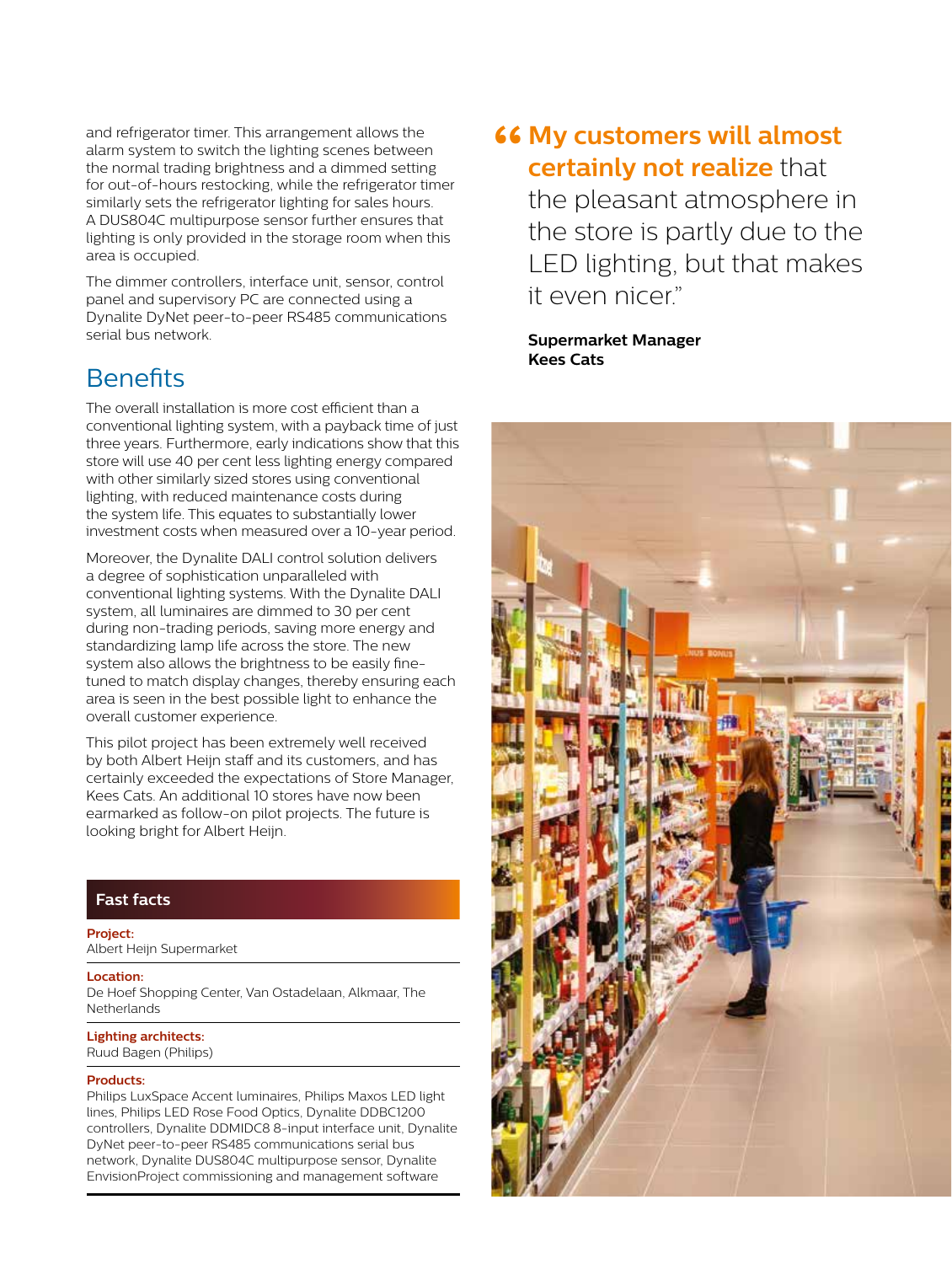and refrigerator timer. This arrangement allows the alarm system to switch the lighting scenes between the normal trading brightness and a dimmed setting for out-of-hours restocking, while the refrigerator timer similarly sets the refrigerator lighting for sales hours. A DUS804C multipurpose sensor further ensures that lighting is only provided in the storage room when this area is occupied.

The dimmer controllers, interface unit, sensor, control panel and supervisory PC are connected using a Dynalite DyNet peer-to-peer RS485 communications serial bus network.

## Benefits

The overall installation is more cost efficient than a conventional lighting system, with a payback time of just three years. Furthermore, early indications show that this store will use 40 per cent less lighting energy compared with other similarly sized stores using conventional lighting, with reduced maintenance costs during the system life. This equates to substantially lower investment costs when measured over a 10-year period.

Moreover, the Dynalite DALI control solution delivers a degree of sophistication unparalleled with conventional lighting systems. With the Dynalite DALI system, all luminaires are dimmed to 30 per cent during non-trading periods, saving more energy and standardizing lamp life across the store. The new system also allows the brightness to be easily fine-tuned to match display changes, thereby ensuring each area is seen in the best possible light to enhance the overall customer experience.

This pilot project has been extremely well received by both Albert Heijn staff and its customers, and has certainly exceeded the expectations of Store Manager, Kees Cats. An additional 10 stores have now been earmarked as follow-on pilot projects. The future is looking bright for Albert Heijn.

### Fast facts

**Project:**
Albert Heijn Supermarket

**Location:**
De Hoef Shopping Center, Van Ostadelaan, Alkmaar, The Netherlands

**Lighting architects:**
Ruud Bagen (Philips)

**Products:**
Philips LuxSpace Accent luminaires, Philips Maxos LED light lines, Philips LED Rose Food Optics, Dynalite DDBC1200 controllers, Dynalite DDMIDC8 8-input interface unit, Dynalite DyNet peer-to-peer RS485 communications serial bus network, Dynalite DUS804C multipurpose sensor, Dynalite EnvisionProject commissioning and management software

> “**My customers will almost certainly not realize** that the pleasant atmosphere in the store is partly due to the LED lighting, but that makes it even nicer.”

**Supermarket Manager**
**Kees Cats**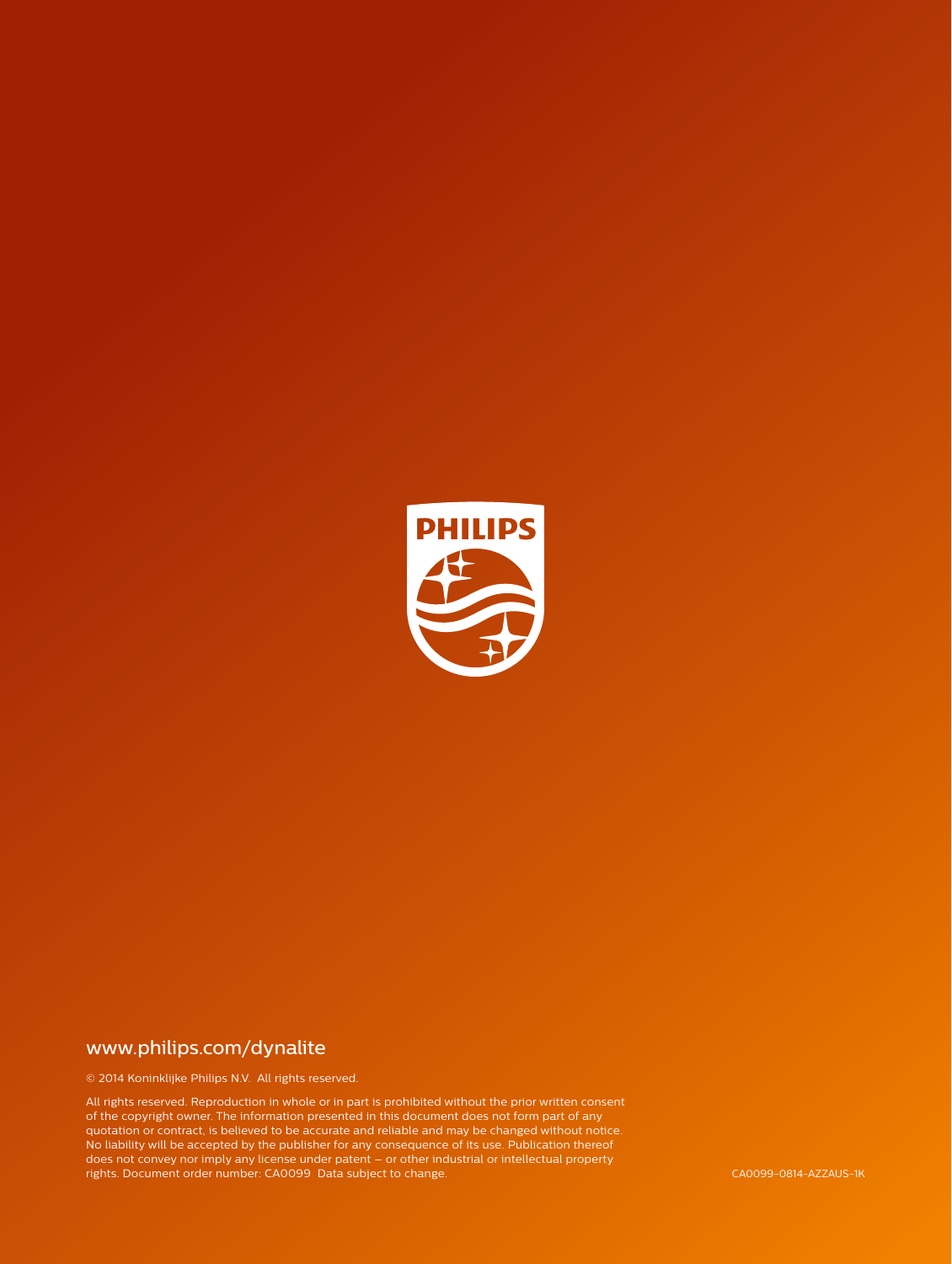www.philips.com/dynalite

© 2014 Koninklijke Philips N.V. All rights reserved.

All rights reserved. Reproduction in whole or in part is prohibited without the prior written consent of the copyright owner. The information presented in this document does not form part of any quotation or contract, is believed to be accurate and reliable and may be changed without notice. No liability will be accepted by the publisher for any consequence of its use. Publication thereof does not convey nor imply any license under patent – or other industrial or intellectual property rights. Document order number: CA0099 Data subject to change.

CA0099-0814-AZZAUS-1K